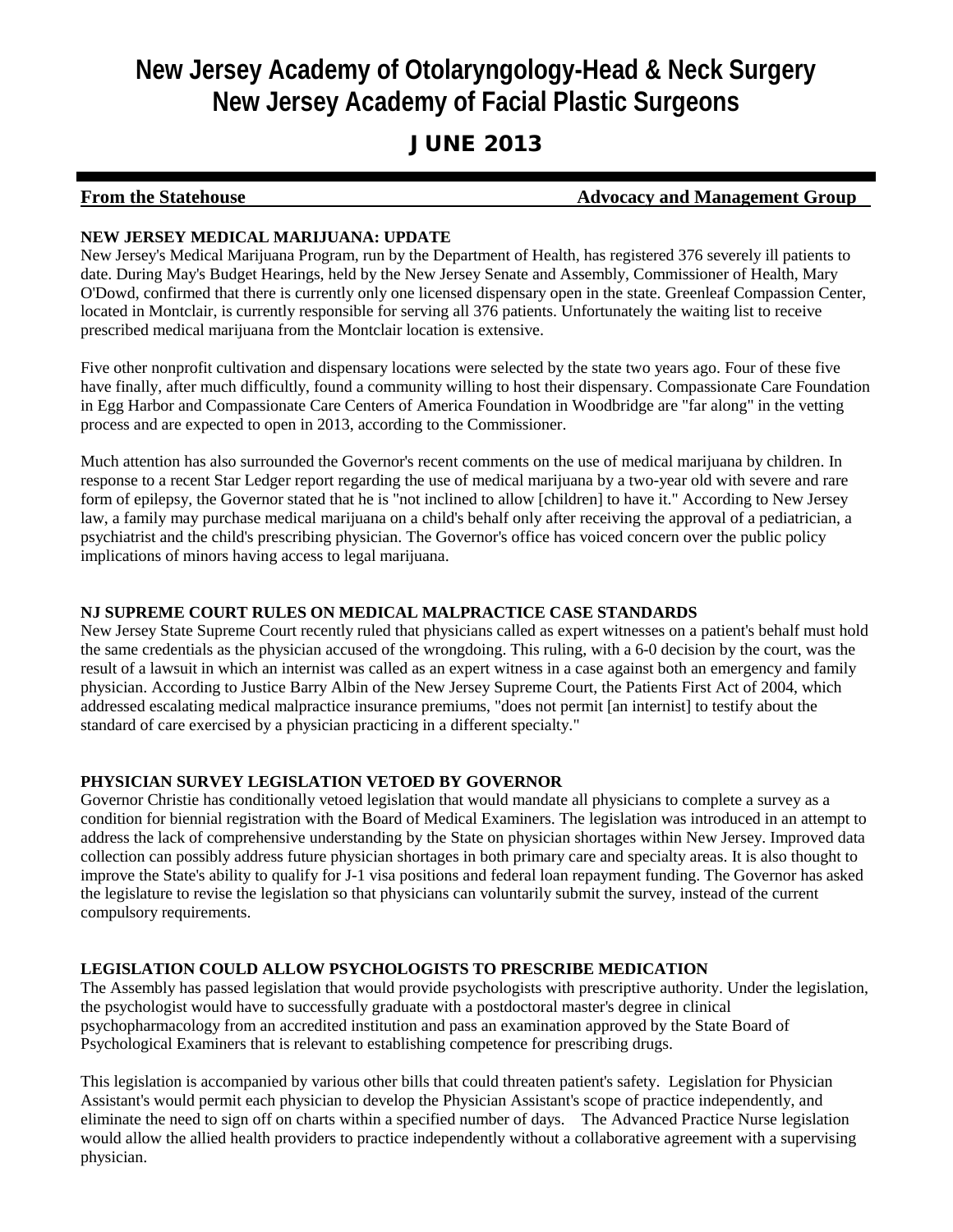# New Jersey Academy of Otolaryngology-Head & Neck Surgery
# New Jersey Academy of Facial Plastic Surgeons

## JUNE 2013

**From the Statehouse** **Advocacy and Management Group**

**NEW JERSEY MEDICAL MARIJUANA: UPDATE**

New Jersey's Medical Marijuana Program, run by the Department of Health, has registered 376 severely ill patients to date. During May's Budget Hearings, held by the New Jersey Senate and Assembly, Commissioner of Health, Mary O'Dowd, confirmed that there is currently only one licensed dispensary open in the state. Greenleaf Compassion Center, located in Montclair, is currently responsible for serving all 376 patients. Unfortunately the waiting list to receive prescribed medical marijuana from the Montclair location is extensive.

Five other nonprofit cultivation and dispensary locations were selected by the state two years ago. Four of these five have finally, after much difficultly, found a community willing to host their dispensary. Compassionate Care Foundation in Egg Harbor and Compassionate Care Centers of America Foundation in Woodbridge are "far along" in the vetting process and are expected to open in 2013, according to the Commissioner.

Much attention has also surrounded the Governor's recent comments on the use of medical marijuana by children. In response to a recent Star Ledger report regarding the use of medical marijuana by a two-year old with severe and rare form of epilepsy, the Governor stated that he is "not inclined to allow [children] to have it." According to New Jersey law, a family may purchase medical marijuana on a child's behalf only after receiving the approval of a pediatrician, a psychiatrist and the child's prescribing physician. The Governor's office has voiced concern over the public policy implications of minors having access to legal marijuana.

**NJ SUPREME COURT RULES ON MEDICAL MALPRACTICE CASE STANDARDS**

New Jersey State Supreme Court recently ruled that physicians called as expert witnesses on a patient's behalf must hold the same credentials as the physician accused of the wrongdoing. This ruling, with a 6-0 decision by the court, was the result of a lawsuit in which an internist was called as an expert witness in a case against both an emergency and family physician. According to Justice Barry Albin of the New Jersey Supreme Court, the Patients First Act of 2004, which addressed escalating medical malpractice insurance premiums, "does not permit [an internist] to testify about the standard of care exercised by a physician practicing in a different specialty."

**PHYSICIAN SURVEY LEGISLATION VETOED BY GOVERNOR**

Governor Christie has conditionally vetoed legislation that would mandate all physicians to complete a survey as a condition for biennial registration with the Board of Medical Examiners. The legislation was introduced in an attempt to address the lack of comprehensive understanding by the State on physician shortages within New Jersey. Improved data collection can possibly address future physician shortages in both primary care and specialty areas. It is also thought to improve the State's ability to qualify for J-1 visa positions and federal loan repayment funding. The Governor has asked the legislature to revise the legislation so that physicians can voluntarily submit the survey, instead of the current compulsory requirements.

**LEGISLATION COULD ALLOW PSYCHOLOGISTS TO PRESCRIBE MEDICATION**

The Assembly has passed legislation that would provide psychologists with prescriptive authority. Under the legislation, the psychologist would have to successfully graduate with a postdoctoral master's degree in clinical psychopharmacology from an accredited institution and pass an examination approved by the State Board of Psychological Examiners that is relevant to establishing competence for prescribing drugs.

This legislation is accompanied by various other bills that could threaten patient's safety. Legislation for Physician Assistant's would permit each physician to develop the Physician Assistant's scope of practice independently, and eliminate the need to sign off on charts within a specified number of days. The Advanced Practice Nurse legislation would allow the allied health providers to practice independently without a collaborative agreement with a supervising physician.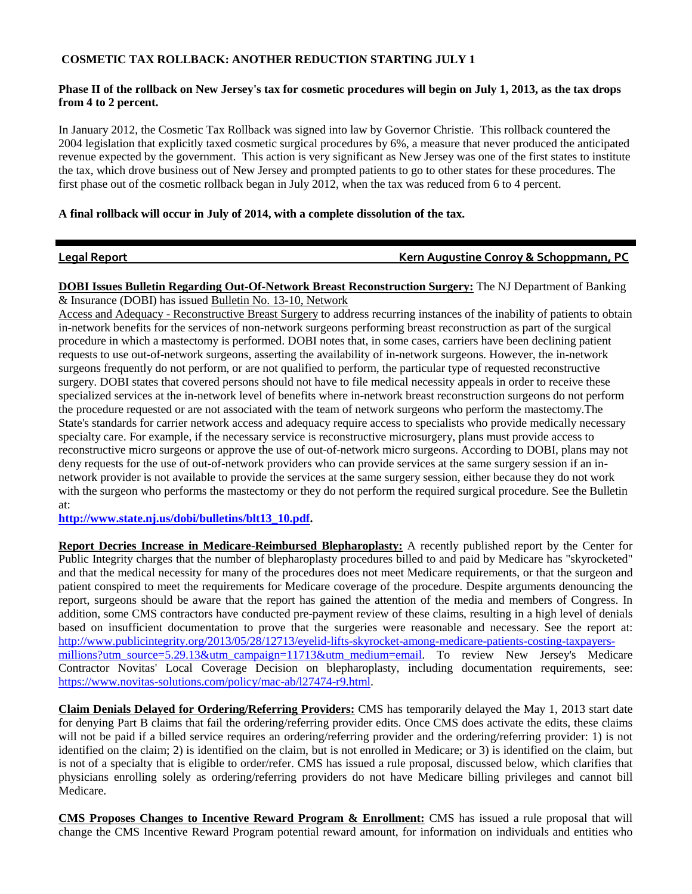**COSMETIC TAX ROLLBACK: ANOTHER REDUCTION STARTING JULY 1**

**Phase II of the rollback on New Jersey's tax for cosmetic procedures will begin on July 1, 2013, as the tax drops from 4 to 2 percent.**

In January 2012, the Cosmetic Tax Rollback was signed into law by Governor Christie. This rollback countered the 2004 legislation that explicitly taxed cosmetic surgical procedures by 6%, a measure that never produced the anticipated revenue expected by the government. This action is very significant as New Jersey was one of the first states to institute the tax, which drove business out of New Jersey and prompted patients to go to other states for these procedures. The first phase out of the cosmetic rollback began in July 2012, when the tax was reduced from 6 to 4 percent.

**A final rollback will occur in July of 2014, with a complete dissolution of the tax.**

---

**Legal Report** — **Kern Augustine Conroy & Schoppmann, PC**

**DOBI Issues Bulletin Regarding Out-Of-Network Breast Reconstruction Surgery:** The NJ Department of Banking & Insurance (DOBI) has issued Bulletin No. 13-10, Network Access and Adequacy - Reconstructive Breast Surgery to address recurring instances of the inability of patients to obtain in-network benefits for the services of non-network surgeons performing breast reconstruction as part of the surgical procedure in which a mastectomy is performed. DOBI notes that, in some cases, carriers have been declining patient requests to use out-of-network surgeons, asserting the availability of in-network surgeons. However, the in-network surgeons frequently do not perform, or are not qualified to perform, the particular type of requested reconstructive surgery. DOBI states that covered persons should not have to file medical necessity appeals in order to receive these specialized services at the in-network level of benefits where in-network breast reconstruction surgeons do not perform the procedure requested or are not associated with the team of network surgeons who perform the mastectomy.The State's standards for carrier network access and adequacy require access to specialists who provide medically necessary specialty care. For example, if the necessary service is reconstructive microsurgery, plans must provide access to reconstructive micro surgeons or approve the use of out-of-network micro surgeons. According to DOBI, plans may not deny requests for the use of out-of-network providers who can provide services at the same surgery session if an in-network provider is not available to provide the services at the same surgery session, either because they do not work with the surgeon who performs the mastectomy or they do not perform the required surgical procedure. See the Bulletin at:
**http://www.state.nj.us/dobi/bulletins/blt13_10.pdf.**

**Report Decries Increase in Medicare-Reimbursed Blepharoplasty:** A recently published report by the Center for Public Integrity charges that the number of blepharoplasty procedures billed to and paid by Medicare has "skyrocketed" and that the medical necessity for many of the procedures does not meet Medicare requirements, or that the surgeon and patient conspired to meet the requirements for Medicare coverage of the procedure. Despite arguments denouncing the report, surgeons should be aware that the report has gained the attention of the media and members of Congress. In addition, some CMS contractors have conducted pre-payment review of these claims, resulting in a high level of denials based on insufficient documentation to prove that the surgeries were reasonable and necessary. See the report at: http://www.publicintegrity.org/2013/05/28/12713/eyelid-lifts-skyrocket-among-medicare-patients-costing-taxpayers-millions?utm_source=5.29.13&utm_campaign=11713&utm_medium=email. To review New Jersey's Medicare Contractor Novitas' Local Coverage Decision on blepharoplasty, including documentation requirements, see: https://www.novitas-solutions.com/policy/mac-ab/l27474-r9.html.

**Claim Denials Delayed for Ordering/Referring Providers:** CMS has temporarily delayed the May 1, 2013 start date for denying Part B claims that fail the ordering/referring provider edits. Once CMS does activate the edits, these claims will not be paid if a billed service requires an ordering/referring provider and the ordering/referring provider: 1) is not identified on the claim; 2) is identified on the claim, but is not enrolled in Medicare; or 3) is identified on the claim, but is not of a specialty that is eligible to order/refer. CMS has issued a rule proposal, discussed below, which clarifies that physicians enrolling solely as ordering/referring providers do not have Medicare billing privileges and cannot bill Medicare.

**CMS Proposes Changes to Incentive Reward Program & Enrollment:** CMS has issued a rule proposal that will change the CMS Incentive Reward Program potential reward amount, for information on individuals and entities who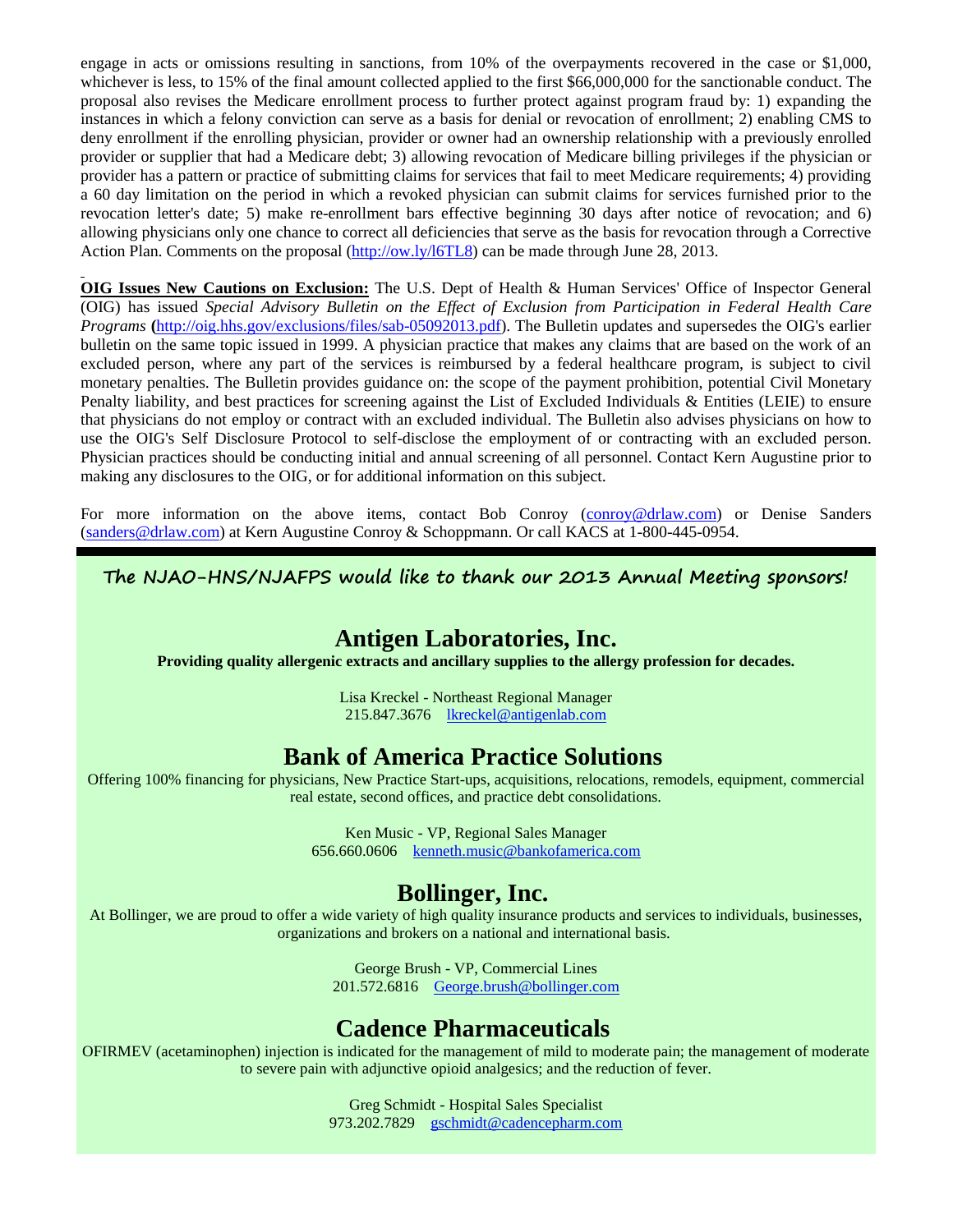engage in acts or omissions resulting in sanctions, from 10% of the overpayments recovered in the case or $1,000, whichever is less, to 15% of the final amount collected applied to the first $66,000,000 for the sanctionable conduct. The proposal also revises the Medicare enrollment process to further protect against program fraud by: 1) expanding the instances in which a felony conviction can serve as a basis for denial or revocation of enrollment; 2) enabling CMS to deny enrollment if the enrolling physician, provider or owner had an ownership relationship with a previously enrolled provider or supplier that had a Medicare debt; 3) allowing revocation of Medicare billing privileges if the physician or provider has a pattern or practice of submitting claims for services that fail to meet Medicare requirements; 4) providing a 60 day limitation on the period in which a revoked physician can submit claims for services furnished prior to the revocation letter's date; 5) make re-enrollment bars effective beginning 30 days after notice of revocation; and 6) allowing physicians only one chance to correct all deficiencies that serve as the basis for revocation through a Corrective Action Plan. Comments on the proposal (http://ow.ly/l6TL8) can be made through June 28, 2013.

**OIG Issues New Cautions on Exclusion:** The U.S. Dept of Health & Human Services' Office of Inspector General (OIG) has issued *Special Advisory Bulletin on the Effect of Exclusion from Participation in Federal Health Care Programs* (http://oig.hhs.gov/exclusions/files/sab-05092013.pdf). The Bulletin updates and supersedes the OIG's earlier bulletin on the same topic issued in 1999. A physician practice that makes any claims that are based on the work of an excluded person, where any part of the services is reimbursed by a federal healthcare program, is subject to civil monetary penalties. The Bulletin provides guidance on: the scope of the payment prohibition, potential Civil Monetary Penalty liability, and best practices for screening against the List of Excluded Individuals & Entities (LEIE) to ensure that physicians do not employ or contract with an excluded individual. The Bulletin also advises physicians on how to use the OIG's Self Disclosure Protocol to self-disclose the employment of or contracting with an excluded person. Physician practices should be conducting initial and annual screening of all personnel. Contact Kern Augustine prior to making any disclosures to the OIG, or for additional information on this subject.

For more information on the above items, contact Bob Conroy (conroy@drlaw.com) or Denise Sanders (sanders@drlaw.com) at Kern Augustine Conroy & Schoppmann. Or call KACS at 1-800-445-0954.

**The NJAO-HNS/NJAFPS would like to thank our 2013 Annual Meeting sponsors!**

## Antigen Laboratories, Inc.

**Providing quality allergenic extracts and ancillary supplies to the allergy profession for decades.**

Lisa Kreckel - Northeast Regional Manager
215.847.3676 lkreckel@antigenlab.com

## Bank of America Practice Solutions

Offering 100% financing for physicians, New Practice Start-ups, acquisitions, relocations, remodels, equipment, commercial real estate, second offices, and practice debt consolidations.

Ken Music - VP, Regional Sales Manager
656.660.0606 kenneth.music@bankofamerica.com

## Bollinger, Inc.

At Bollinger, we are proud to offer a wide variety of high quality insurance products and services to individuals, businesses, organizations and brokers on a national and international basis.

George Brush - VP, Commercial Lines
201.572.6816 George.brush@bollinger.com

## Cadence Pharmaceuticals

OFIRMEV (acetaminophen) injection is indicated for the management of mild to moderate pain; the management of moderate to severe pain with adjunctive opioid analgesics; and the reduction of fever.

Greg Schmidt - Hospital Sales Specialist
973.202.7829 gschmidt@cadencepharm.com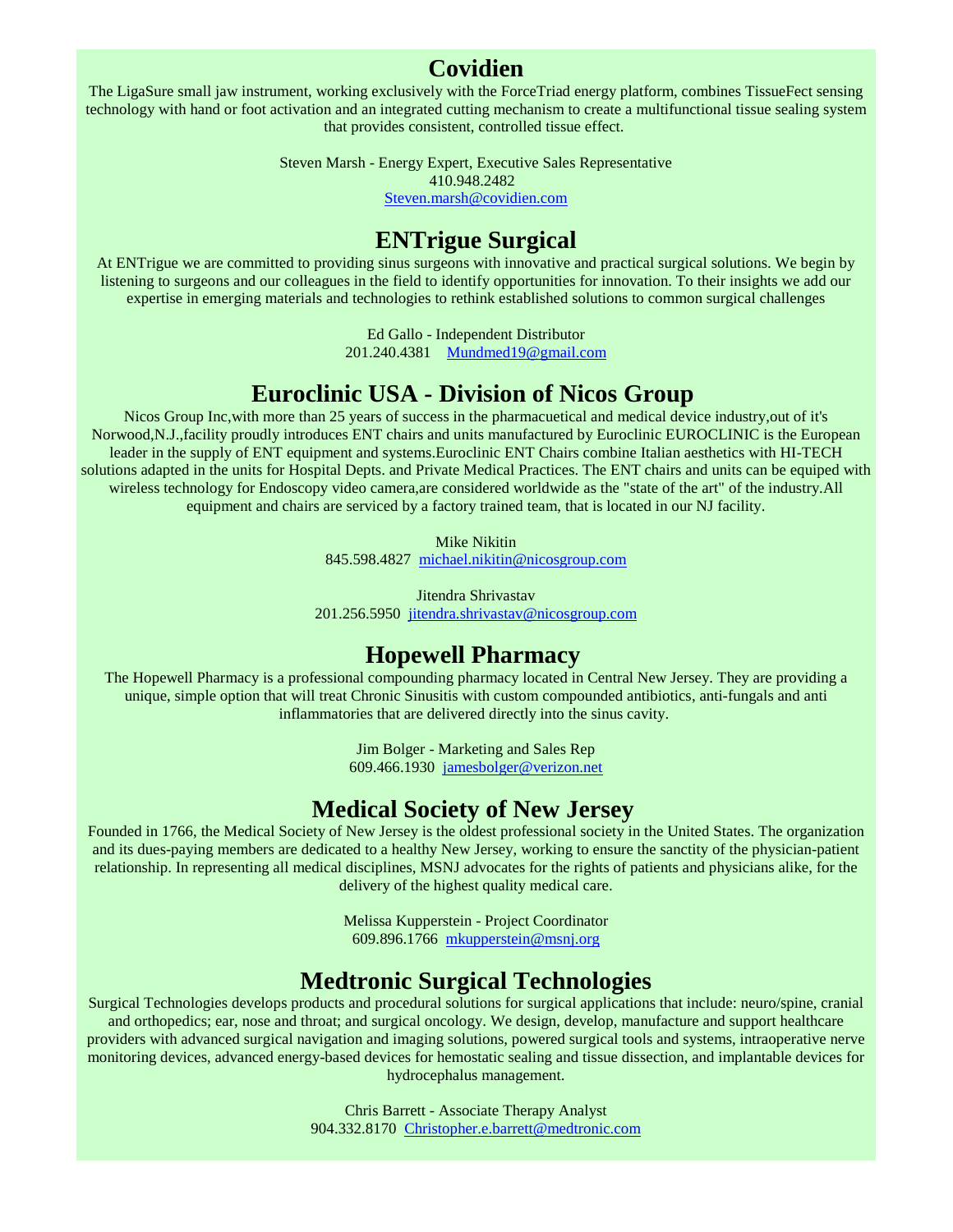## Covidien

The LigaSure small jaw instrument, working exclusively with the ForceTriad energy platform, combines TissueFect sensing technology with hand or foot activation and an integrated cutting mechanism to create a multifunctional tissue sealing system that provides consistent, controlled tissue effect.

Steven Marsh - Energy Expert, Executive Sales Representative
410.948.2482
Steven.marsh@covidien.com

## ENTrigue Surgical

At ENTrigue we are committed to providing sinus surgeons with innovative and practical surgical solutions. We begin by listening to surgeons and our colleagues in the field to identify opportunities for innovation. To their insights we add our expertise in emerging materials and technologies to rethink established solutions to common surgical challenges

Ed Gallo - Independent Distributor
201.240.4381 Mundmed19@gmail.com

## Euroclinic USA - Division of Nicos Group

Nicos Group Inc,with more than 25 years of success in the pharmacuetical and medical device industry,out of it's Norwood,N.J.,facility proudly introduces ENT chairs and units manufactured by Euroclinic EUROCLINIC is the European leader in the supply of ENT equipment and systems.Euroclinic ENT Chairs combine Italian aesthetics with HI-TECH solutions adapted in the units for Hospital Depts. and Private Medical Practices. The ENT chairs and units can be equiped with wireless technology for Endoscopy video camera,are considered worldwide as the "state of the art" of the industry.All equipment and chairs are serviced by a factory trained team, that is located in our NJ facility.

Mike Nikitin
845.598.4827 michael.nikitin@nicosgroup.com

Jitendra Shrivastav
201.256.5950 jitendra.shrivastav@nicosgroup.com

## Hopewell Pharmacy

The Hopewell Pharmacy is a professional compounding pharmacy located in Central New Jersey. They are providing a unique, simple option that will treat Chronic Sinusitis with custom compounded antibiotics, anti-fungals and anti inflammatories that are delivered directly into the sinus cavity.

Jim Bolger - Marketing and Sales Rep
609.466.1930 jamesbolger@verizon.net

## Medical Society of New Jersey

Founded in 1766, the Medical Society of New Jersey is the oldest professional society in the United States. The organization and its dues-paying members are dedicated to a healthy New Jersey, working to ensure the sanctity of the physician-patient relationship. In representing all medical disciplines, MSNJ advocates for the rights of patients and physicians alike, for the delivery of the highest quality medical care.

Melissa Kupperstein - Project Coordinator
609.896.1766 mkupperstein@msnj.org

## Medtronic Surgical Technologies

Surgical Technologies develops products and procedural solutions for surgical applications that include: neuro/spine, cranial and orthopedics; ear, nose and throat; and surgical oncology. We design, develop, manufacture and support healthcare providers with advanced surgical navigation and imaging solutions, powered surgical tools and systems, intraoperative nerve monitoring devices, advanced energy-based devices for hemostatic sealing and tissue dissection, and implantable devices for hydrocephalus management.

Chris Barrett - Associate Therapy Analyst
904.332.8170 Christopher.e.barrett@medtronic.com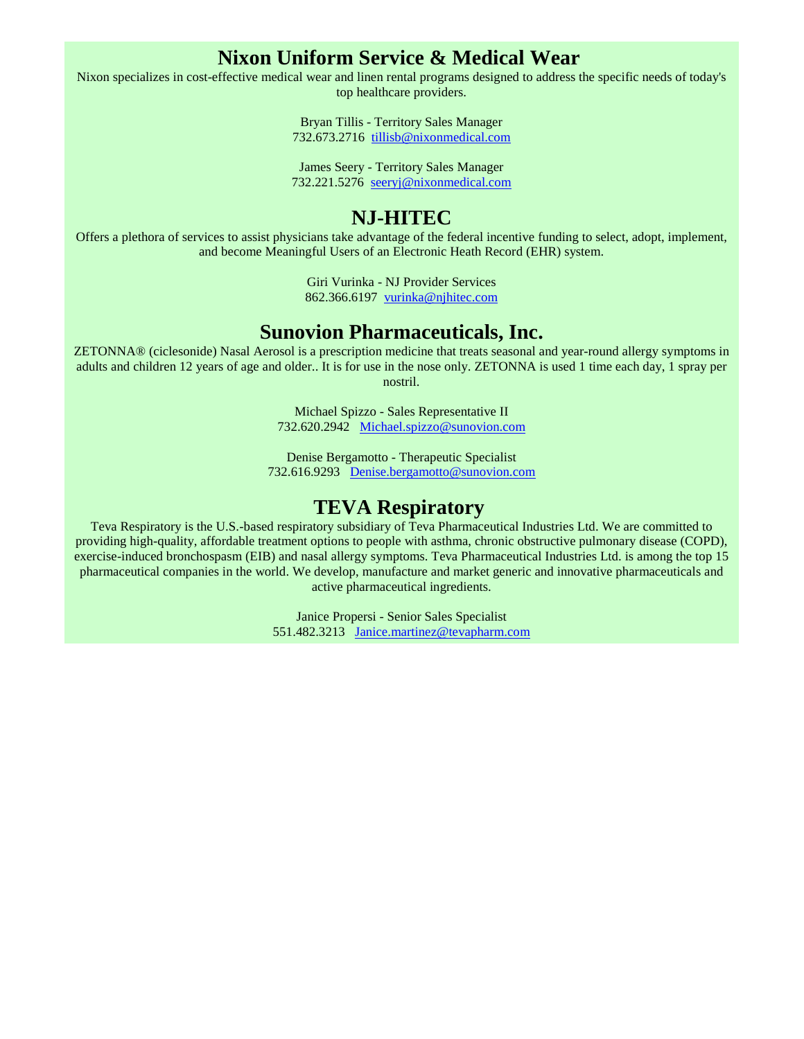## Nixon Uniform Service & Medical Wear

Nixon specializes in cost-effective medical wear and linen rental programs designed to address the specific needs of today's top healthcare providers.

Bryan Tillis - Territory Sales Manager
732.673.2716 tillisb@nixonmedical.com

James Seery - Territory Sales Manager
732.221.5276 seeryj@nixonmedical.com

## NJ-HITEC

Offers a plethora of services to assist physicians take advantage of the federal incentive funding to select, adopt, implement, and become Meaningful Users of an Electronic Heath Record (EHR) system.

Giri Vurinka - NJ Provider Services
862.366.6197 vurinka@njhitec.com

## Sunovion Pharmaceuticals, Inc.

ZETONNA® (ciclesonide) Nasal Aerosol is a prescription medicine that treats seasonal and year-round allergy symptoms in adults and children 12 years of age and older.. It is for use in the nose only. ZETONNA is used 1 time each day, 1 spray per nostril.

Michael Spizzo - Sales Representative II
732.620.2942 Michael.spizzo@sunovion.com

Denise Bergamotto - Therapeutic Specialist
732.616.9293 Denise.bergamotto@sunovion.com

## TEVA Respiratory

Teva Respiratory is the U.S.-based respiratory subsidiary of Teva Pharmaceutical Industries Ltd. We are committed to providing high-quality, affordable treatment options to people with asthma, chronic obstructive pulmonary disease (COPD), exercise-induced bronchospasm (EIB) and nasal allergy symptoms. Teva Pharmaceutical Industries Ltd. is among the top 15 pharmaceutical companies in the world. We develop, manufacture and market generic and innovative pharmaceuticals and active pharmaceutical ingredients.

Janice Propersi - Senior Sales Specialist
551.482.3213 Janice.martinez@tevapharm.com